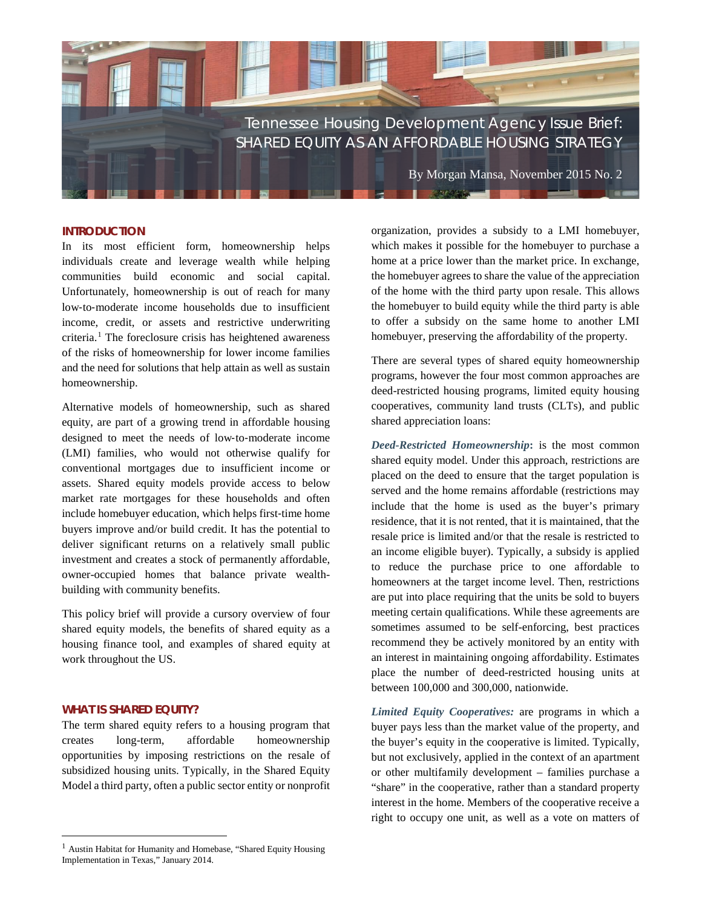# Tennessee Housing Development Agency Issue Brief: SHARED EQUITY AS AN AFFORDABLE HOUSING STRATEGY

By Morgan Mansa, November 2015 No. 2

## INTRODUCTION

In its most efficient form, homeownership helps individuals create and leverage wealth while helping communities build economic and social capital. Unfortunately, homeownership is out of reach for many low-to-moderate income households due to insufficient income, credit, or assets and restrictive underwriting criteria.[1] The foreclosure crisis has heightened awareness of the risks of homeownership for lower income families and the need for solutions that help attain as well as sustain homeownership.

Alternative models of homeownership, such as shared equity, are part of a growing trend in affordable housing designed to meet the needs of low-to-moderate income (LMI) families, who would not otherwise qualify for conventional mortgages due to insufficient income or assets. Shared equity models provide access to below market rate mortgages for these households and often include homebuyer education, which helps first-time home buyers improve and/or build credit. It has the potential to deliver significant returns on a relatively small public investment and creates a stock of permanently affordable, owner-occupied homes that balance private wealth-building with community benefits.

This policy brief will provide a cursory overview of four shared equity models, the benefits of shared equity as a housing finance tool, and examples of shared equity at work throughout the US.

## WHAT IS SHARED EQUITY?

The term shared equity refers to a housing program that creates long-term, affordable homeownership opportunities by imposing restrictions on the resale of subsidized housing units. Typically, in the Shared Equity Model a third party, often a public sector entity or nonprofit organization, provides a subsidy to a LMI homebuyer, which makes it possible for the homebuyer to purchase a home at a price lower than the market price. In exchange, the homebuyer agrees to share the value of the appreciation of the home with the third party upon resale. This allows the homebuyer to build equity while the third party is able to offer a subsidy on the same home to another LMI homebuyer, preserving the affordability of the property.

There are several types of shared equity homeownership programs, however the four most common approaches are deed-restricted housing programs, limited equity housing cooperatives, community land trusts (CLTs), and public shared appreciation loans:

***Deed-Restricted Homeownership*****:** is the most common shared equity model. Under this approach, restrictions are placed on the deed to ensure that the target population is served and the home remains affordable (restrictions may include that the home is used as the buyer's primary residence, that it is not rented, that it is maintained, that the resale price is limited and/or that the resale is restricted to an income eligible buyer). Typically, a subsidy is applied to reduce the purchase price to one affordable to homeowners at the target income level. Then, restrictions are put into place requiring that the units be sold to buyers meeting certain qualifications. While these agreements are sometimes assumed to be self-enforcing, best practices recommend they be actively monitored by an entity with an interest in maintaining ongoing affordability. Estimates place the number of deed-restricted housing units at between 100,000 and 300,000, nationwide.

***Limited Equity Cooperatives:*** are programs in which a buyer pays less than the market value of the property, and the buyer's equity in the cooperative is limited. Typically, but not exclusively, applied in the context of an apartment or other multifamily development – families purchase a "share" in the cooperative, rather than a standard property interest in the home. Members of the cooperative receive a right to occupy one unit, as well as a vote on matters of

---

[1] Austin Habitat for Humanity and Homebase, "Shared Equity Housing Implementation in Texas," January 2014.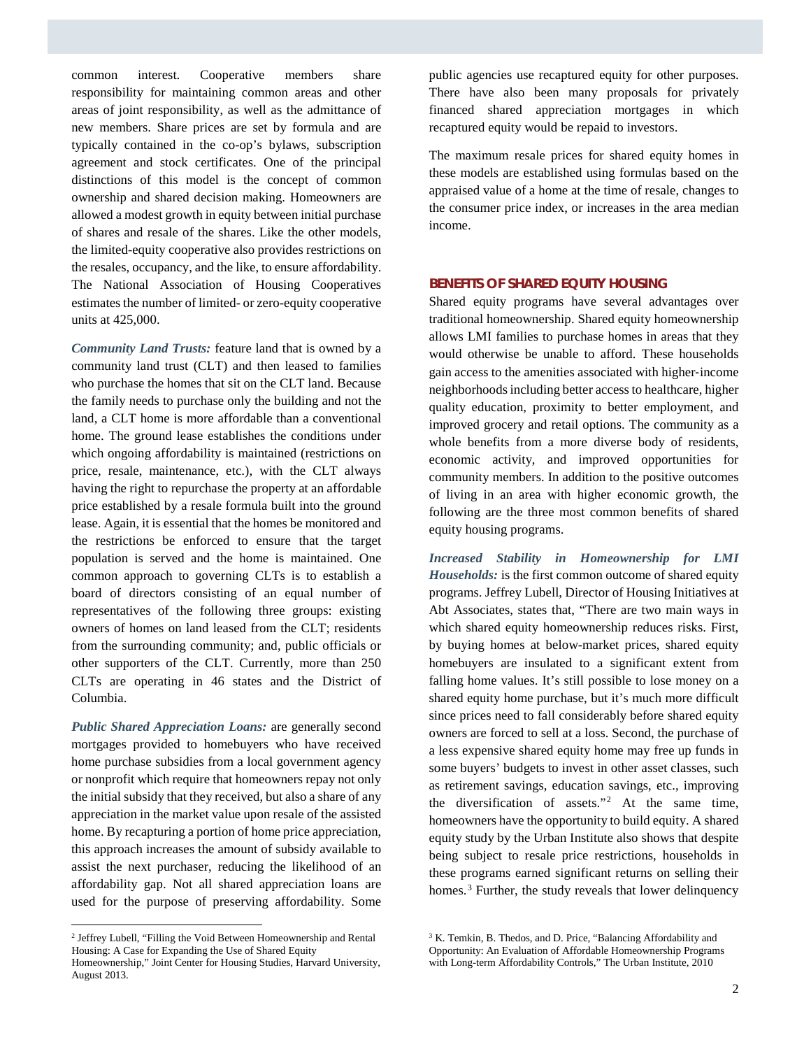common interest. Cooperative members share responsibility for maintaining common areas and other areas of joint responsibility, as well as the admittance of new members. Share prices are set by formula and are typically contained in the co-op's bylaws, subscription agreement and stock certificates. One of the principal distinctions of this model is the concept of common ownership and shared decision making. Homeowners are allowed a modest growth in equity between initial purchase of shares and resale of the shares. Like the other models, the limited-equity cooperative also provides restrictions on the resales, occupancy, and the like, to ensure affordability. The National Association of Housing Cooperatives estimates the number of limited- or zero-equity cooperative units at 425,000.

***Community Land Trusts:*** feature land that is owned by a community land trust (CLT) and then leased to families who purchase the homes that sit on the CLT land. Because the family needs to purchase only the building and not the land, a CLT home is more affordable than a conventional home. The ground lease establishes the conditions under which ongoing affordability is maintained (restrictions on price, resale, maintenance, etc.), with the CLT always having the right to repurchase the property at an affordable price established by a resale formula built into the ground lease. Again, it is essential that the homes be monitored and the restrictions be enforced to ensure that the target population is served and the home is maintained. One common approach to governing CLTs is to establish a board of directors consisting of an equal number of representatives of the following three groups: existing owners of homes on land leased from the CLT; residents from the surrounding community; and, public officials or other supporters of the CLT. Currently, more than 250 CLTs are operating in 46 states and the District of Columbia.

***Public Shared Appreciation Loans:*** are generally second mortgages provided to homebuyers who have received home purchase subsidies from a local government agency or nonprofit which require that homeowners repay not only the initial subsidy that they received, but also a share of any appreciation in the market value upon resale of the assisted home. By recapturing a portion of home price appreciation, this approach increases the amount of subsidy available to assist the next purchaser, reducing the likelihood of an affordability gap. Not all shared appreciation loans are used for the purpose of preserving affordability. Some public agencies use recaptured equity for other purposes. There have also been many proposals for privately financed shared appreciation mortgages in which recaptured equity would be repaid to investors.

The maximum resale prices for shared equity homes in these models are established using formulas based on the appraised value of a home at the time of resale, changes to the consumer price index, or increases in the area median income.

## BENEFITS OF SHARED EQUITY HOUSING

Shared equity programs have several advantages over traditional homeownership. Shared equity homeownership allows LMI families to purchase homes in areas that they would otherwise be unable to afford. These households gain access to the amenities associated with higher-income neighborhoods including better access to healthcare, higher quality education, proximity to better employment, and improved grocery and retail options. The community as a whole benefits from a more diverse body of residents, economic activity, and improved opportunities for community members. In addition to the positive outcomes of living in an area with higher economic growth, the following are the three most common benefits of shared equity housing programs.

***Increased Stability in Homeownership for LMI Households:*** is the first common outcome of shared equity programs. Jeffrey Lubell, Director of Housing Initiatives at Abt Associates, states that, "There are two main ways in which shared equity homeownership reduces risks. First, by buying homes at below-market prices, shared equity homebuyers are insulated to a significant extent from falling home values. It's still possible to lose money on a shared equity home purchase, but it's much more difficult since prices need to fall considerably before shared equity owners are forced to sell at a loss. Second, the purchase of a less expensive shared equity home may free up funds in some buyers' budgets to invest in other asset classes, such as retirement savings, education savings, etc., improving the diversification of assets."[2] At the same time, homeowners have the opportunity to build equity. A shared equity study by the Urban Institute also shows that despite being subject to resale price restrictions, households in these programs earned significant returns on selling their homes.[3] Further, the study reveals that lower delinquency

---

[2] Jeffrey Lubell, "Filling the Void Between Homeownership and Rental Housing: A Case for Expanding the Use of Shared Equity Homeownership," Joint Center for Housing Studies, Harvard University, August 2013.

[3] K. Temkin, B. Thedos, and D. Price, "Balancing Affordability and Opportunity: An Evaluation of Affordable Homeownership Programs with Long-term Affordability Controls," The Urban Institute, 2010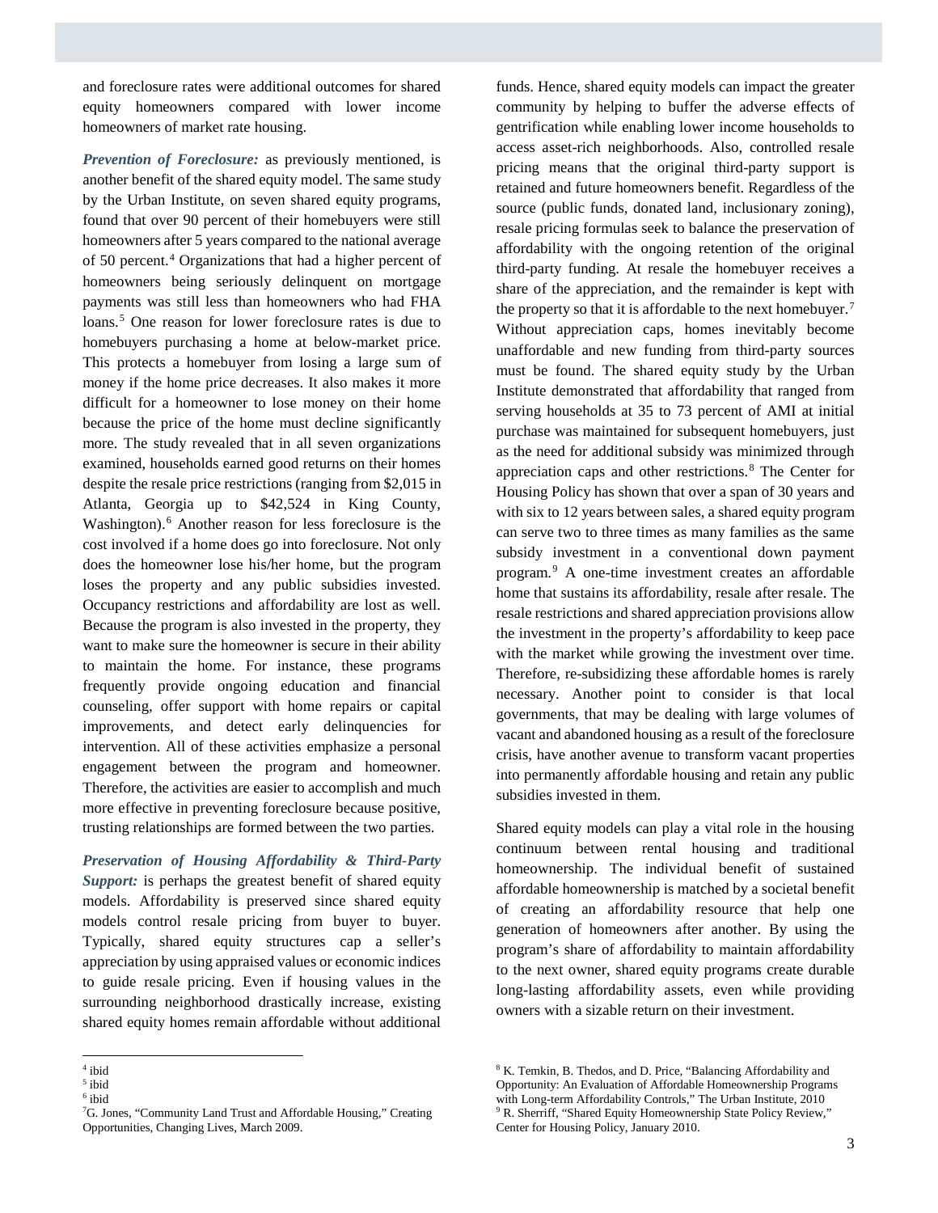and foreclosure rates were additional outcomes for shared equity homeowners compared with lower income homeowners of market rate housing.

***Prevention of Foreclosure:*** as previously mentioned, is another benefit of the shared equity model. The same study by the Urban Institute, on seven shared equity programs, found that over 90 percent of their homebuyers were still homeowners after 5 years compared to the national average of 50 percent.[4] Organizations that had a higher percent of homeowners being seriously delinquent on mortgage payments was still less than homeowners who had FHA loans.[5] One reason for lower foreclosure rates is due to homebuyers purchasing a home at below-market price. This protects a homebuyer from losing a large sum of money if the home price decreases. It also makes it more difficult for a homeowner to lose money on their home because the price of the home must decline significantly more. The study revealed that in all seven organizations examined, households earned good returns on their homes despite the resale price restrictions (ranging from $2,015 in Atlanta, Georgia up to $42,524 in King County, Washington).[6] Another reason for less foreclosure is the cost involved if a home does go into foreclosure. Not only does the homeowner lose his/her home, but the program loses the property and any public subsidies invested. Occupancy restrictions and affordability are lost as well. Because the program is also invested in the property, they want to make sure the homeowner is secure in their ability to maintain the home. For instance, these programs frequently provide ongoing education and financial counseling, offer support with home repairs or capital improvements, and detect early delinquencies for intervention. All of these activities emphasize a personal engagement between the program and homeowner. Therefore, the activities are easier to accomplish and much more effective in preventing foreclosure because positive, trusting relationships are formed between the two parties.

***Preservation of Housing Affordability & Third-Party Support:*** is perhaps the greatest benefit of shared equity models. Affordability is preserved since shared equity models control resale pricing from buyer to buyer. Typically, shared equity structures cap a seller's appreciation by using appraised values or economic indices to guide resale pricing. Even if housing values in the surrounding neighborhood drastically increase, existing shared equity homes remain affordable without additional funds. Hence, shared equity models can impact the greater community by helping to buffer the adverse effects of gentrification while enabling lower income households to access asset-rich neighborhoods. Also, controlled resale pricing means that the original third-party support is retained and future homeowners benefit. Regardless of the source (public funds, donated land, inclusionary zoning), resale pricing formulas seek to balance the preservation of affordability with the ongoing retention of the original third-party funding. At resale the homebuyer receives a share of the appreciation, and the remainder is kept with the property so that it is affordable to the next homebuyer.[7] Without appreciation caps, homes inevitably become unaffordable and new funding from third-party sources must be found. The shared equity study by the Urban Institute demonstrated that affordability that ranged from serving households at 35 to 73 percent of AMI at initial purchase was maintained for subsequent homebuyers, just as the need for additional subsidy was minimized through appreciation caps and other restrictions.[8] The Center for Housing Policy has shown that over a span of 30 years and with six to 12 years between sales, a shared equity program can serve two to three times as many families as the same subsidy investment in a conventional down payment program.[9] A one-time investment creates an affordable home that sustains its affordability, resale after resale. The resale restrictions and shared appreciation provisions allow the investment in the property's affordability to keep pace with the market while growing the investment over time. Therefore, re-subsidizing these affordable homes is rarely necessary. Another point to consider is that local governments, that may be dealing with large volumes of vacant and abandoned housing as a result of the foreclosure crisis, have another avenue to transform vacant properties into permanently affordable housing and retain any public subsidies invested in them.

Shared equity models can play a vital role in the housing continuum between rental housing and traditional homeownership. The individual benefit of sustained affordable homeownership is matched by a societal benefit of creating an affordability resource that help one generation of homeowners after another. By using the program's share of affordability to maintain affordability to the next owner, shared equity programs create durable long-lasting affordability assets, even while providing owners with a sizable return on their investment.

---

[4] ibid

[5] ibid

[6] ibid

[7] G. Jones, "Community Land Trust and Affordable Housing," Creating Opportunities, Changing Lives, March 2009.

[8] K. Temkin, B. Thedos, and D. Price, "Balancing Affordability and Opportunity: An Evaluation of Affordable Homeownership Programs with Long-term Affordability Controls," The Urban Institute, 2010

[9] R. Sherriff, "Shared Equity Homeownership State Policy Review," Center for Housing Policy, January 2010.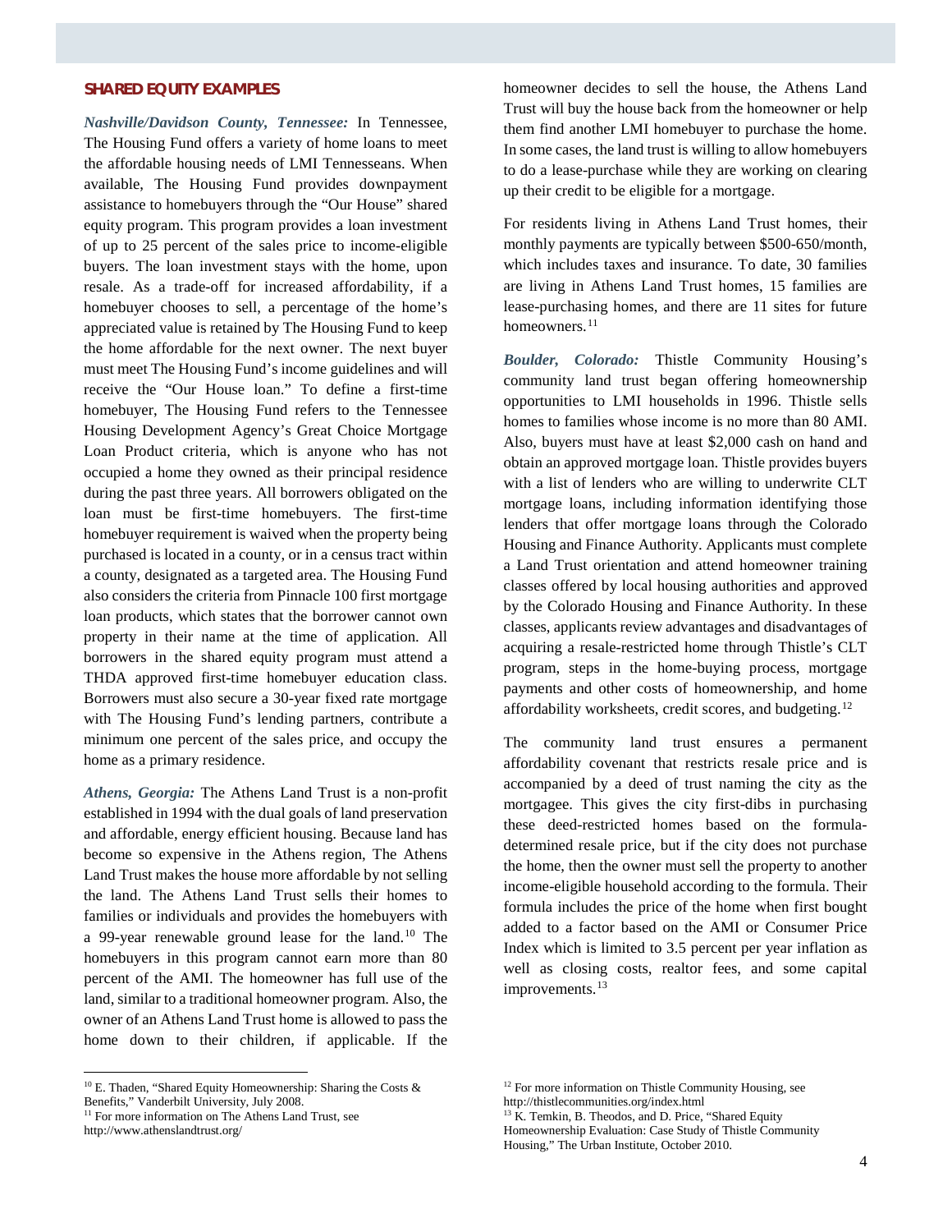## SHARED EQUITY EXAMPLES

***Nashville/Davidson County, Tennessee:*** In Tennessee, The Housing Fund offers a variety of home loans to meet the affordable housing needs of LMI Tennesseans. When available, The Housing Fund provides downpayment assistance to homebuyers through the "Our House" shared equity program. This program provides a loan investment of up to 25 percent of the sales price to income-eligible buyers. The loan investment stays with the home, upon resale. As a trade-off for increased affordability, if a homebuyer chooses to sell, a percentage of the home's appreciated value is retained by The Housing Fund to keep the home affordable for the next owner. The next buyer must meet The Housing Fund's income guidelines and will receive the "Our House loan." To define a first-time homebuyer, The Housing Fund refers to the Tennessee Housing Development Agency's Great Choice Mortgage Loan Product criteria, which is anyone who has not occupied a home they owned as their principal residence during the past three years. All borrowers obligated on the loan must be first-time homebuyers. The first-time homebuyer requirement is waived when the property being purchased is located in a county, or in a census tract within a county, designated as a targeted area. The Housing Fund also considers the criteria from Pinnacle 100 first mortgage loan products, which states that the borrower cannot own property in their name at the time of application. All borrowers in the shared equity program must attend a THDA approved first-time homebuyer education class. Borrowers must also secure a 30-year fixed rate mortgage with The Housing Fund's lending partners, contribute a minimum one percent of the sales price, and occupy the home as a primary residence.

***Athens, Georgia:*** The Athens Land Trust is a non-profit established in 1994 with the dual goals of land preservation and affordable, energy efficient housing. Because land has become so expensive in the Athens region, The Athens Land Trust makes the house more affordable by not selling the land. The Athens Land Trust sells their homes to families or individuals and provides the homebuyers with a 99-year renewable ground lease for the land.[10] The homebuyers in this program cannot earn more than 80 percent of the AMI. The homeowner has full use of the land, similar to a traditional homeowner program. Also, the owner of an Athens Land Trust home is allowed to pass the home down to their children, if applicable. If the homeowner decides to sell the house, the Athens Land Trust will buy the house back from the homeowner or help them find another LMI homebuyer to purchase the home. In some cases, the land trust is willing to allow homebuyers to do a lease-purchase while they are working on clearing up their credit to be eligible for a mortgage.

For residents living in Athens Land Trust homes, their monthly payments are typically between $500-650/month, which includes taxes and insurance. To date, 30 families are living in Athens Land Trust homes, 15 families are lease-purchasing homes, and there are 11 sites for future homeowners.[11]

***Boulder, Colorado:*** Thistle Community Housing's community land trust began offering homeownership opportunities to LMI households in 1996. Thistle sells homes to families whose income is no more than 80 AMI. Also, buyers must have at least $2,000 cash on hand and obtain an approved mortgage loan. Thistle provides buyers with a list of lenders who are willing to underwrite CLT mortgage loans, including information identifying those lenders that offer mortgage loans through the Colorado Housing and Finance Authority. Applicants must complete a Land Trust orientation and attend homeowner training classes offered by local housing authorities and approved by the Colorado Housing and Finance Authority. In these classes, applicants review advantages and disadvantages of acquiring a resale-restricted home through Thistle's CLT program, steps in the home-buying process, mortgage payments and other costs of homeownership, and home affordability worksheets, credit scores, and budgeting.[12]

The community land trust ensures a permanent affordability covenant that restricts resale price and is accompanied by a deed of trust naming the city as the mortgagee. This gives the city first-dibs in purchasing these deed-restricted homes based on the formula-determined resale price, but if the city does not purchase the home, then the owner must sell the property to another income-eligible household according to the formula. Their formula includes the price of the home when first bought added to a factor based on the AMI or Consumer Price Index which is limited to 3.5 percent per year inflation as well as closing costs, realtor fees, and some capital improvements.[13]

---

[10] E. Thaden, "Shared Equity Homeownership: Sharing the Costs & Benefits," Vanderbilt University, July 2008.

[11] For more information on The Athens Land Trust, see http://www.athenslandtrust.org/

[12] For more information on Thistle Community Housing, see http://thistlecommunities.org/index.html

[13] K. Temkin, B. Theodos, and D. Price, "Shared Equity Homeownership Evaluation: Case Study of Thistle Community Housing," The Urban Institute, October 2010.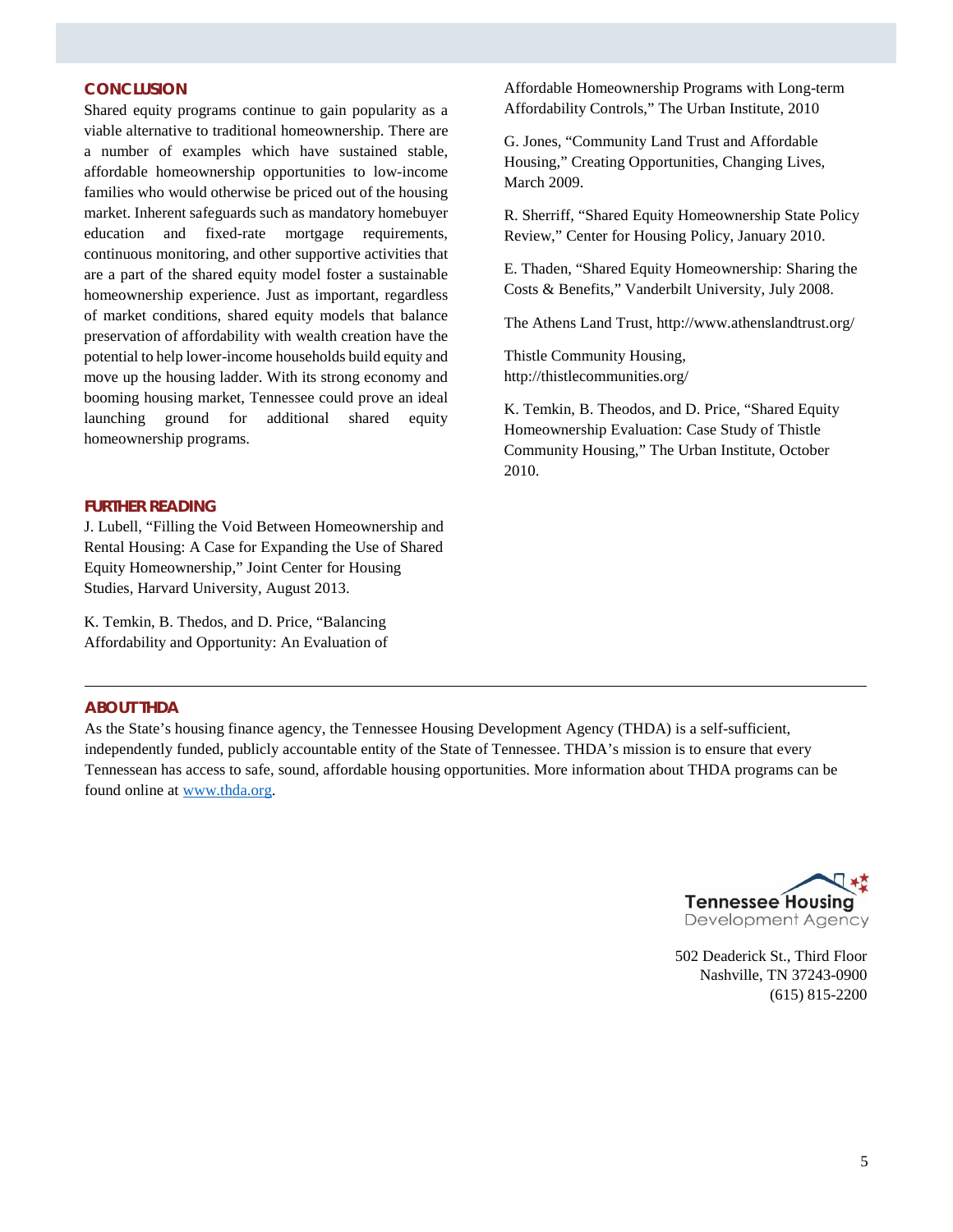## CONCLUSION

Shared equity programs continue to gain popularity as a viable alternative to traditional homeownership. There are a number of examples which have sustained stable, affordable homeownership opportunities to low-income families who would otherwise be priced out of the housing market. Inherent safeguards such as mandatory homebuyer education and fixed-rate mortgage requirements, continuous monitoring, and other supportive activities that are a part of the shared equity model foster a sustainable homeownership experience. Just as important, regardless of market conditions, shared equity models that balance preservation of affordability with wealth creation have the potential to help lower-income households build equity and move up the housing ladder. With its strong economy and booming housing market, Tennessee could prove an ideal launching ground for additional shared equity homeownership programs.

## FURTHER READING

J. Lubell, "Filling the Void Between Homeownership and Rental Housing: A Case for Expanding the Use of Shared Equity Homeownership," Joint Center for Housing Studies, Harvard University, August 2013.

K. Temkin, B. Thedos, and D. Price, "Balancing Affordability and Opportunity: An Evaluation of Affordable Homeownership Programs with Long-term Affordability Controls," The Urban Institute, 2010

G. Jones, "Community Land Trust and Affordable Housing," Creating Opportunities, Changing Lives, March 2009.

R. Sherriff, "Shared Equity Homeownership State Policy Review," Center for Housing Policy, January 2010.

E. Thaden, "Shared Equity Homeownership: Sharing the Costs & Benefits," Vanderbilt University, July 2008.

The Athens Land Trust, http://www.athenslandtrust.org/

Thistle Community Housing, http://thistlecommunities.org/

K. Temkin, B. Theodos, and D. Price, "Shared Equity Homeownership Evaluation: Case Study of Thistle Community Housing," The Urban Institute, October 2010.

---

## ABOUT THDA

As the State's housing finance agency, the Tennessee Housing Development Agency (THDA) is a self-sufficient, independently funded, publicly accountable entity of the State of Tennessee. THDA's mission is to ensure that every Tennessean has access to safe, sound, affordable housing opportunities. More information about THDA programs can be found online at [www.thda.org](http://www.thda.org).

Tennessee Housing Development Agency

502 Deaderick St., Third Floor
Nashville, TN 37243-0900
(615) 815-2200